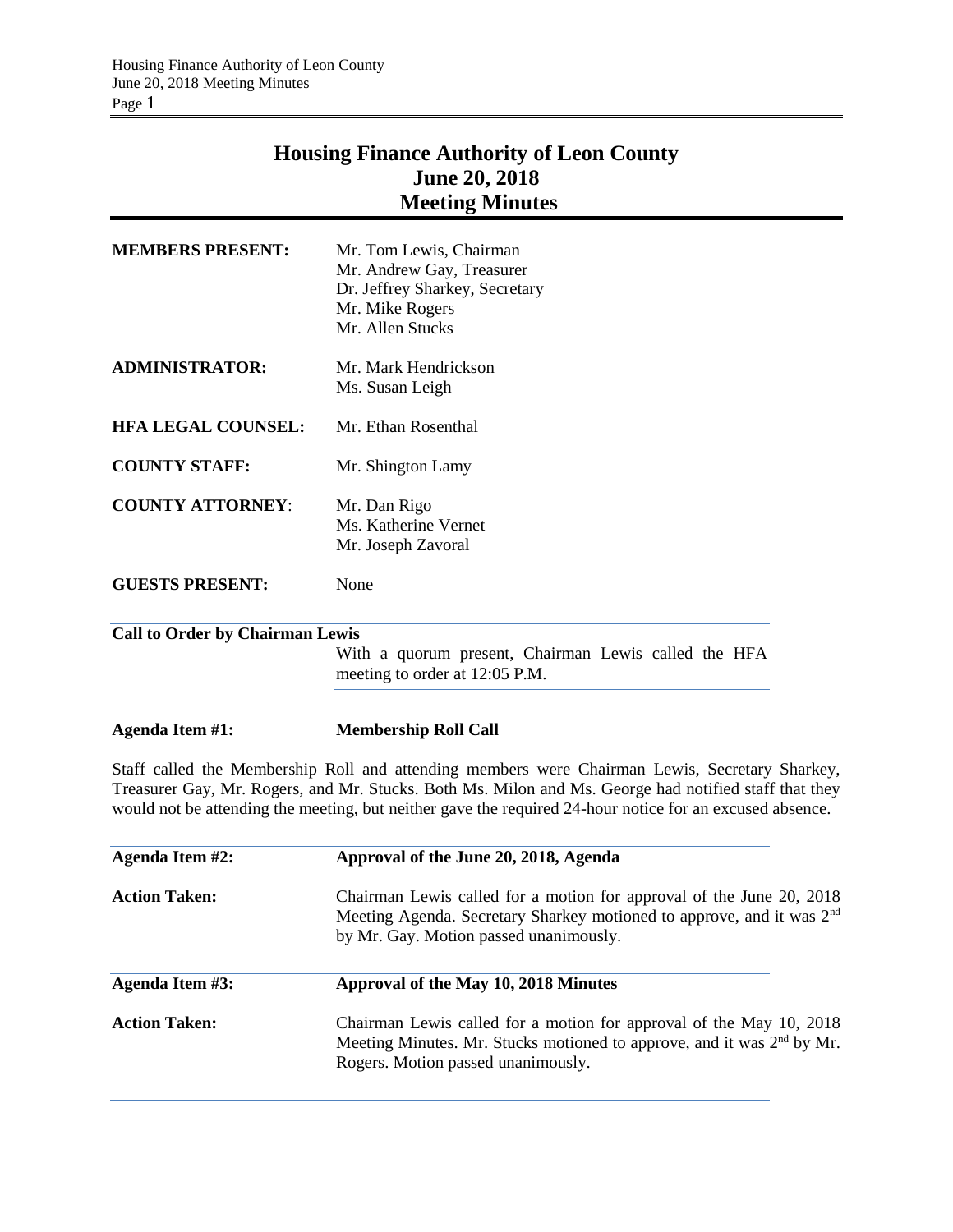# Housing Finance Authority of Leon County
## June 20, 2018
## Meeting Minutes

| | |
|---|---|
| **MEMBERS PRESENT:** | Mr. Tom Lewis, Chairman<br>Mr. Andrew Gay, Treasurer<br>Dr. Jeffrey Sharkey, Secretary<br>Mr. Mike Rogers<br>Mr. Allen Stucks |
| **ADMINISTRATOR:** | Mr. Mark Hendrickson<br>Ms. Susan Leigh |
| **HFA LEGAL COUNSEL:** | Mr. Ethan Rosenthal |
| **COUNTY STAFF:** | Mr. Shington Lamy |
| **COUNTY ATTORNEY:** | Mr. Dan Rigo<br>Ms. Katherine Vernet<br>Mr. Joseph Zavoral |
| **GUESTS PRESENT:** | None |

**Call to Order by Chairman Lewis**

With a quorum present, Chairman Lewis called the HFA meeting to order at 12:05 P.M.

**Agenda Item #1:** **Membership Roll Call**

Staff called the Membership Roll and attending members were Chairman Lewis, Secretary Sharkey, Treasurer Gay, Mr. Rogers, and Mr. Stucks. Both Ms. Milon and Ms. George had notified staff that they would not be attending the meeting, but neither gave the required 24-hour notice for an excused absence.

**Agenda Item #2:** **Approval of the June 20, 2018, Agenda**

**Action Taken:** Chairman Lewis called for a motion for approval of the June 20, 2018 Meeting Agenda. Secretary Sharkey motioned to approve, and it was 2nd by Mr. Gay. Motion passed unanimously.

**Agenda Item #3:** **Approval of the May 10, 2018 Minutes**

**Action Taken:** Chairman Lewis called for a motion for approval of the May 10, 2018 Meeting Minutes. Mr. Stucks motioned to approve, and it was 2nd by Mr. Rogers. Motion passed unanimously.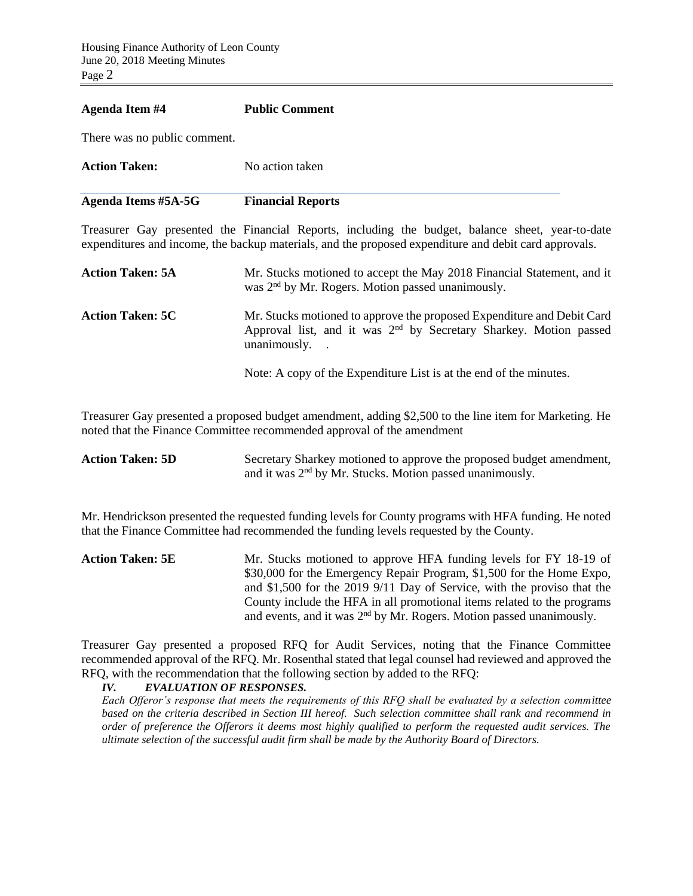**Agenda Item #4** **Public Comment**

There was no public comment.

**Action Taken:** No action taken

**Agenda Items #5A-5G** **Financial Reports**

Treasurer Gay presented the Financial Reports, including the budget, balance sheet, year-to-date expenditures and income, the backup materials, and the proposed expenditure and debit card approvals.

**Action Taken: 5A** Mr. Stucks motioned to accept the May 2018 Financial Statement, and it was 2nd by Mr. Rogers. Motion passed unanimously.

**Action Taken: 5C** Mr. Stucks motioned to approve the proposed Expenditure and Debit Card Approval list, and it was 2nd by Secretary Sharkey. Motion passed unanimously. .

Note: A copy of the Expenditure List is at the end of the minutes.

Treasurer Gay presented a proposed budget amendment, adding $2,500 to the line item for Marketing. He noted that the Finance Committee recommended approval of the amendment

**Action Taken: 5D** Secretary Sharkey motioned to approve the proposed budget amendment, and it was 2nd by Mr. Stucks. Motion passed unanimously.

Mr. Hendrickson presented the requested funding levels for County programs with HFA funding. He noted that the Finance Committee had recommended the funding levels requested by the County.

**Action Taken: 5E** Mr. Stucks motioned to approve HFA funding levels for FY 18-19 of $30,000 for the Emergency Repair Program, $1,500 for the Home Expo, and $1,500 for the 2019 9/11 Day of Service, with the proviso that the County include the HFA in all promotional items related to the programs and events, and it was 2nd by Mr. Rogers. Motion passed unanimously.

Treasurer Gay presented a proposed RFQ for Audit Services, noting that the Finance Committee recommended approval of the RFQ. Mr. Rosenthal stated that legal counsel had reviewed and approved the RFQ, with the recommendation that the following section by added to the RFQ:

***IV. EVALUATION OF RESPONSES.***

*Each Offeror's response that meets the requirements of this RFQ shall be evaluated by a selection committee based on the criteria described in Section III hereof. Such selection committee shall rank and recommend in order of preference the Offerors it deems most highly qualified to perform the requested audit services. The ultimate selection of the successful audit firm shall be made by the Authority Board of Directors.*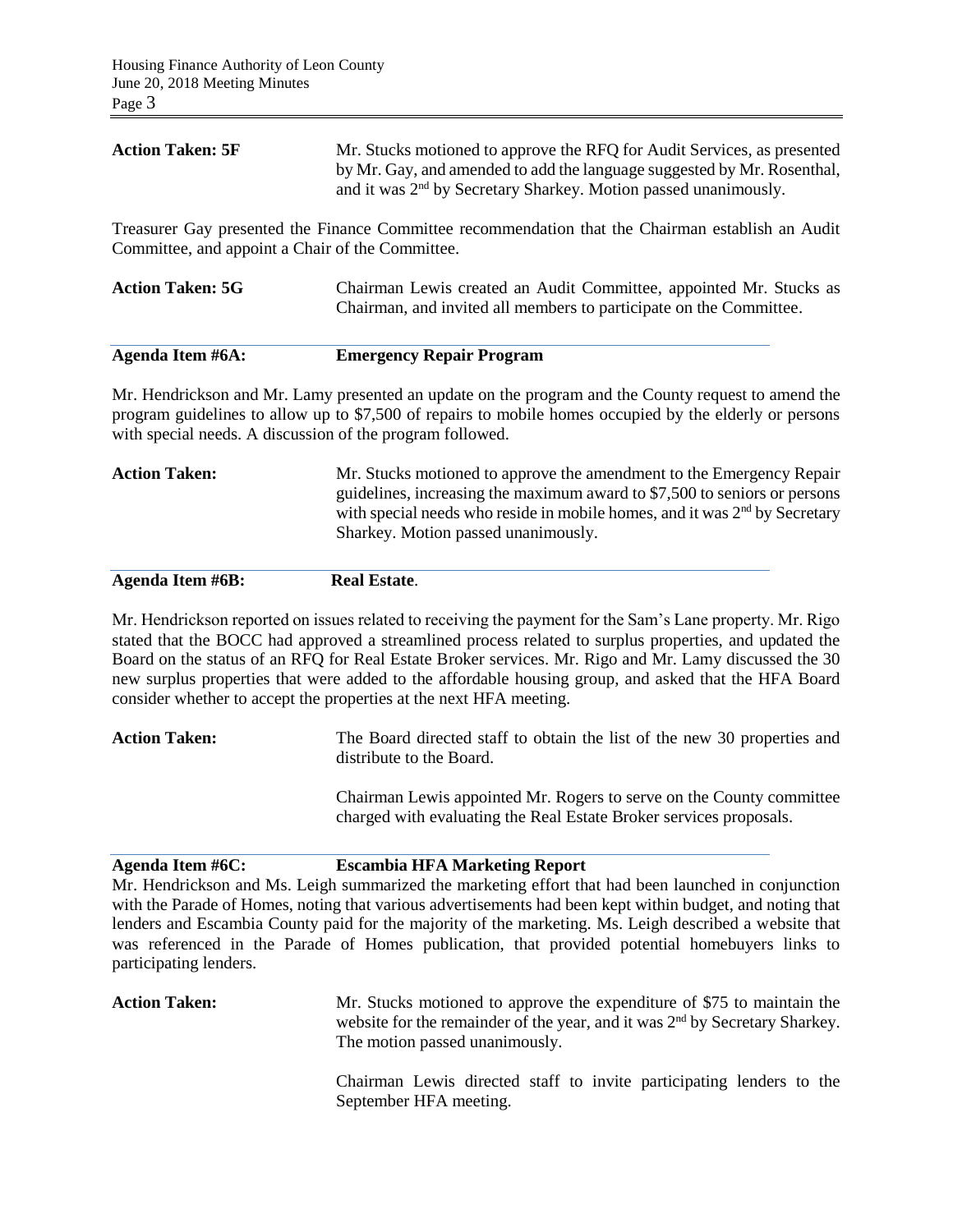**Action Taken: 5F** Mr. Stucks motioned to approve the RFQ for Audit Services, as presented by Mr. Gay, and amended to add the language suggested by Mr. Rosenthal, and it was 2nd by Secretary Sharkey. Motion passed unanimously.

Treasurer Gay presented the Finance Committee recommendation that the Chairman establish an Audit Committee, and appoint a Chair of the Committee.

**Action Taken: 5G** Chairman Lewis created an Audit Committee, appointed Mr. Stucks as Chairman, and invited all members to participate on the Committee.

## Agenda Item #6A: Emergency Repair Program

Mr. Hendrickson and Mr. Lamy presented an update on the program and the County request to amend the program guidelines to allow up to $7,500 of repairs to mobile homes occupied by the elderly or persons with special needs. A discussion of the program followed.

**Action Taken:** Mr. Stucks motioned to approve the amendment to the Emergency Repair guidelines, increasing the maximum award to $7,500 to seniors or persons with special needs who reside in mobile homes, and it was 2nd by Secretary Sharkey. Motion passed unanimously.

## Agenda Item #6B: Real Estate.

Mr. Hendrickson reported on issues related to receiving the payment for the Sam's Lane property. Mr. Rigo stated that the BOCC had approved a streamlined process related to surplus properties, and updated the Board on the status of an RFQ for Real Estate Broker services. Mr. Rigo and Mr. Lamy discussed the 30 new surplus properties that were added to the affordable housing group, and asked that the HFA Board consider whether to accept the properties at the next HFA meeting.

**Action Taken:** The Board directed staff to obtain the list of the new 30 properties and distribute to the Board.

Chairman Lewis appointed Mr. Rogers to serve on the County committee charged with evaluating the Real Estate Broker services proposals.

## Agenda Item #6C: Escambia HFA Marketing Report

Mr. Hendrickson and Ms. Leigh summarized the marketing effort that had been launched in conjunction with the Parade of Homes, noting that various advertisements had been kept within budget, and noting that lenders and Escambia County paid for the majority of the marketing. Ms. Leigh described a website that was referenced in the Parade of Homes publication, that provided potential homebuyers links to participating lenders.

**Action Taken:** Mr. Stucks motioned to approve the expenditure of $75 to maintain the website for the remainder of the year, and it was 2nd by Secretary Sharkey. The motion passed unanimously.

Chairman Lewis directed staff to invite participating lenders to the September HFA meeting.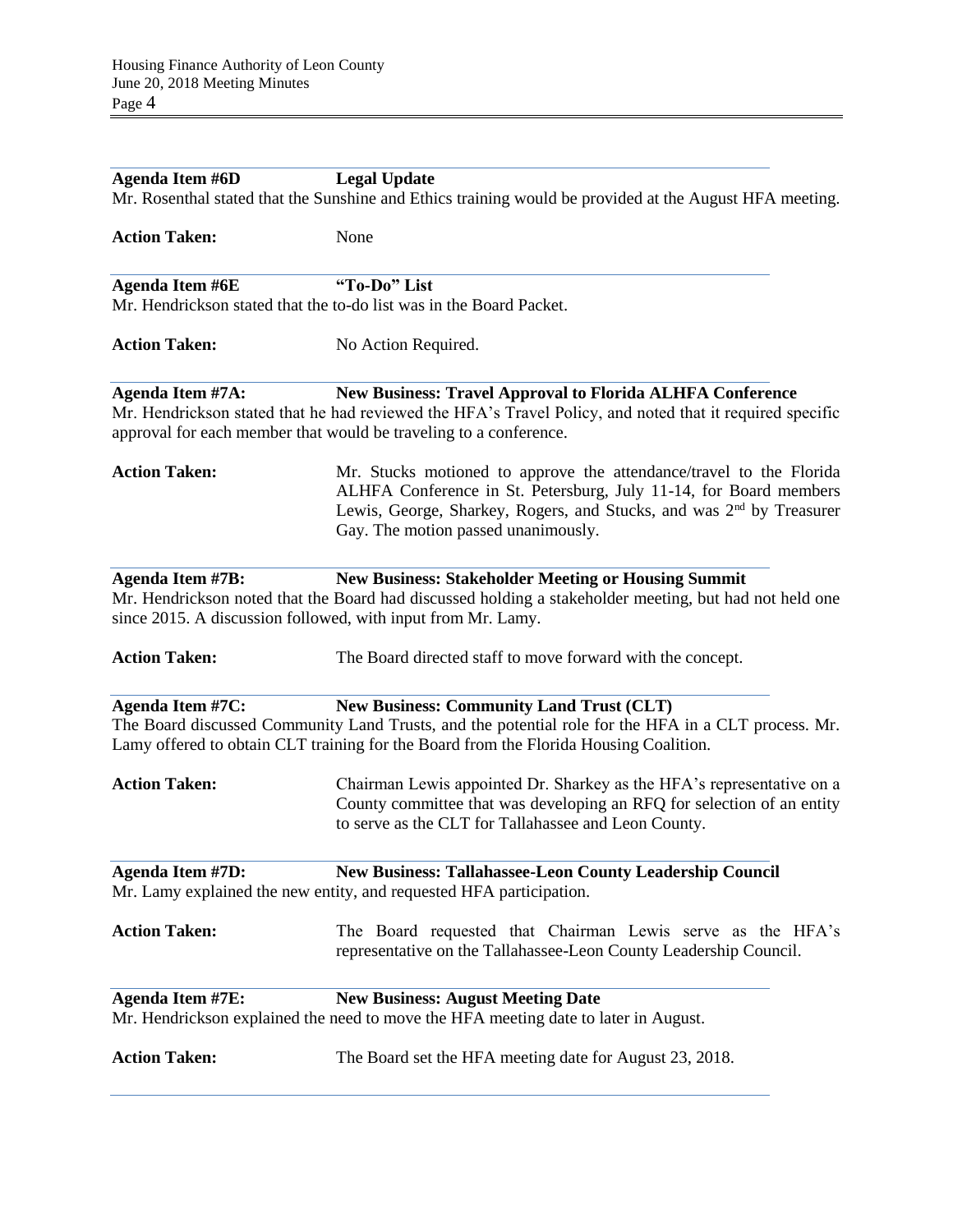**Agenda Item #6D** **Legal Update**

Mr. Rosenthal stated that the Sunshine and Ethics training would be provided at the August HFA meeting.

**Action Taken:** None

---

**Agenda Item #6E** **"To-Do" List**

Mr. Hendrickson stated that the to-do list was in the Board Packet.

**Action Taken:** No Action Required.

---

**Agenda Item #7A:** **New Business: Travel Approval to Florida ALHFA Conference**

Mr. Hendrickson stated that he had reviewed the HFA's Travel Policy, and noted that it required specific approval for each member that would be traveling to a conference.

**Action Taken:** Mr. Stucks motioned to approve the attendance/travel to the Florida ALHFA Conference in St. Petersburg, July 11-14, for Board members Lewis, George, Sharkey, Rogers, and Stucks, and was 2nd by Treasurer Gay. The motion passed unanimously.

---

**Agenda Item #7B:** **New Business: Stakeholder Meeting or Housing Summit**

Mr. Hendrickson noted that the Board had discussed holding a stakeholder meeting, but had not held one since 2015. A discussion followed, with input from Mr. Lamy.

**Action Taken:** The Board directed staff to move forward with the concept.

---

**Agenda Item #7C:** **New Business: Community Land Trust (CLT)**

The Board discussed Community Land Trusts, and the potential role for the HFA in a CLT process. Mr. Lamy offered to obtain CLT training for the Board from the Florida Housing Coalition.

**Action Taken:** Chairman Lewis appointed Dr. Sharkey as the HFA's representative on a County committee that was developing an RFQ for selection of an entity to serve as the CLT for Tallahassee and Leon County.

---

**Agenda Item #7D:** **New Business: Tallahassee-Leon County Leadership Council**

Mr. Lamy explained the new entity, and requested HFA participation.

**Action Taken:** The Board requested that Chairman Lewis serve as the HFA's representative on the Tallahassee-Leon County Leadership Council.

---

**Agenda Item #7E:** **New Business: August Meeting Date**

Mr. Hendrickson explained the need to move the HFA meeting date to later in August.

**Action Taken:** The Board set the HFA meeting date for August 23, 2018.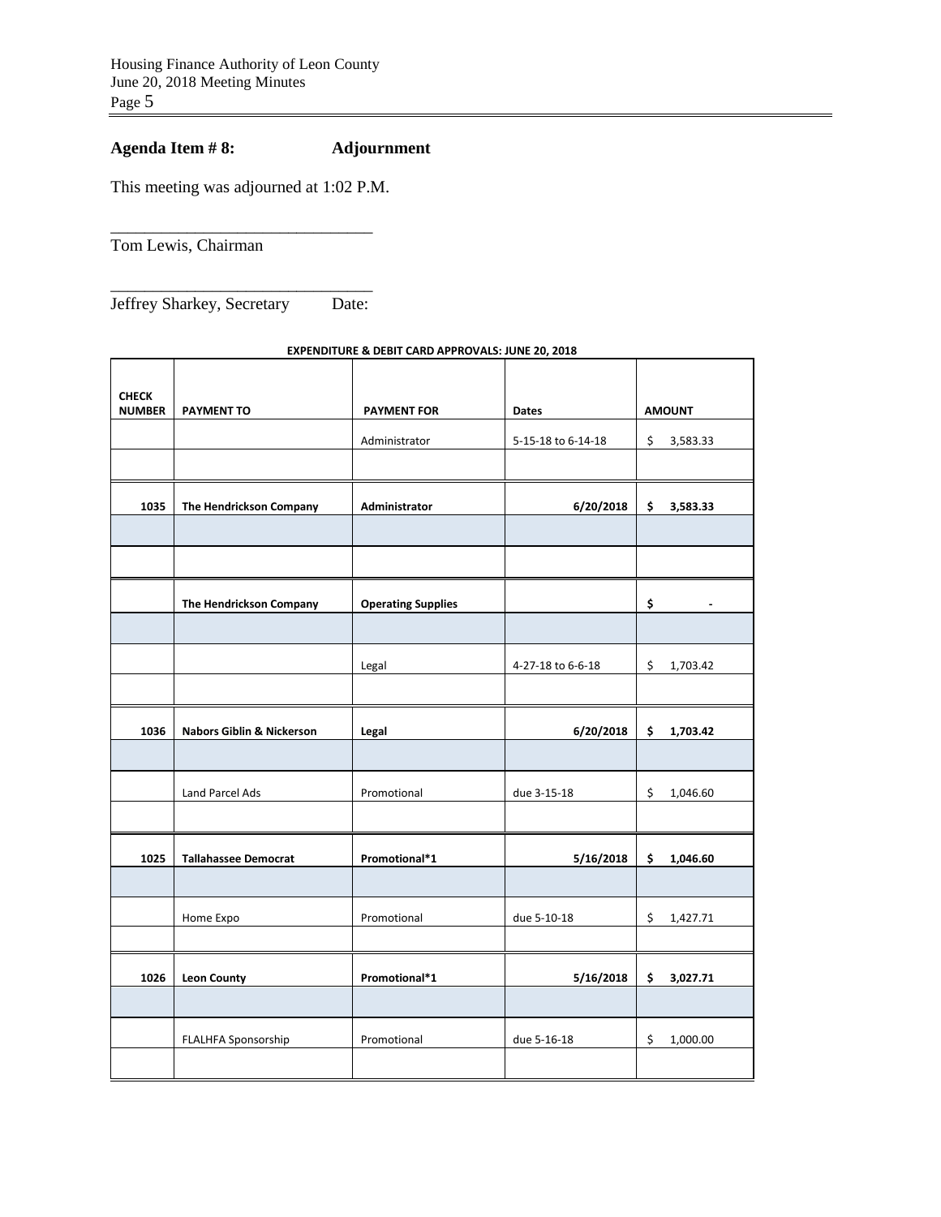## Agenda Item # 8: Adjournment

This meeting was adjourned at 1:02 P.M.

_______________________________

Tom Lewis, Chairman

_______________________________

Jeffrey Sharkey, Secretary Date:

**EXPENDITURE & DEBIT CARD APPROVALS: JUNE 20, 2018**

| CHECK NUMBER | PAYMENT TO | PAYMENT FOR | Dates | AMOUNT |
|---|---|---|---|---|
| | | Administrator | 5-15-18 to 6-14-18 | $ 3,583.33 |
| | | | | |
| **1035** | **The Hendrickson Company** | **Administrator** | **6/20/2018** | **$ 3,583.33** |
| | | | | |
| | | | | |
| | **The Hendrickson Company** | **Operating Supplies** | | **$ -** |
| | | | | |
| | | Legal | 4-27-18 to 6-6-18 | $ 1,703.42 |
| | | | | |
| **1036** | **Nabors Giblin & Nickerson** | **Legal** | **6/20/2018** | **$ 1,703.42** |
| | | | | |
| | Land Parcel Ads | Promotional | due 3-15-18 | $ 1,046.60 |
| | | | | |
| **1025** | **Tallahassee Democrat** | **Promotional*1** | **5/16/2018** | **$ 1,046.60** |
| | | | | |
| | Home Expo | Promotional | due 5-10-18 | $ 1,427.71 |
| | | | | |
| **1026** | **Leon County** | **Promotional*1** | **5/16/2018** | **$ 3,027.71** |
| | | | | |
| | FLALHFA Sponsorship | Promotional | due 5-16-18 | $ 1,000.00 |
| | | | | |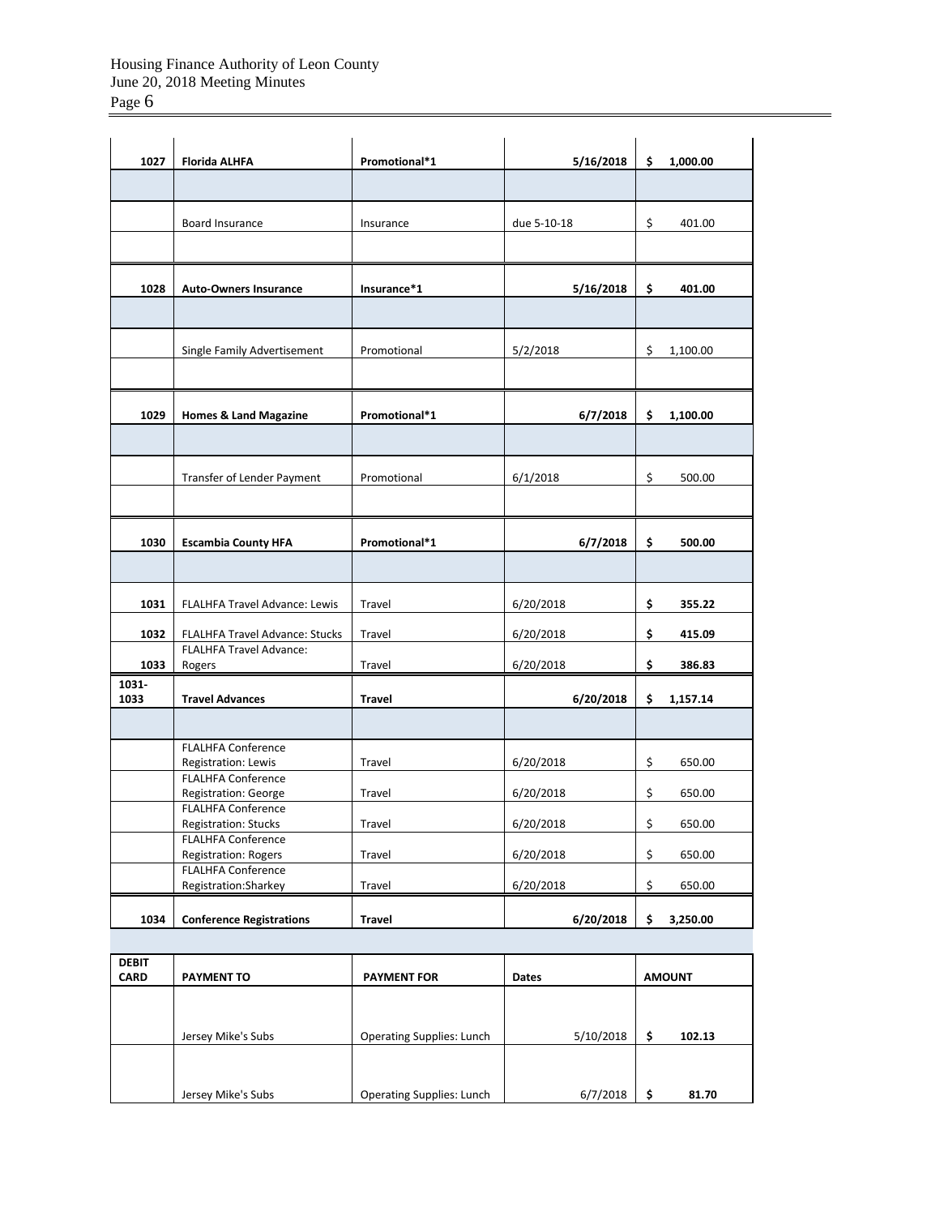| | | | | |
|---|---|---|---|---|
| **1027** | **Florida ALHFA** | **Promotional*1** | **5/16/2018** | **$ 1,000.00** |
| | | | | |
| | Board Insurance | Insurance | due 5-10-18 | $ 401.00 |
| | | | | |
| **1028** | **Auto-Owners Insurance** | **Insurance*1** | **5/16/2018** | **$ 401.00** |
| | | | | |
| | Single Family Advertisement | Promotional | 5/2/2018 | $ 1,100.00 |
| | | | | |
| **1029** | **Homes & Land Magazine** | **Promotional*1** | **6/7/2018** | **$ 1,100.00** |
| | | | | |
| | Transfer of Lender Payment | Promotional | 6/1/2018 | $ 500.00 |
| | | | | |
| **1030** | **Escambia County HFA** | **Promotional*1** | **6/7/2018** | **$ 500.00** |
| | | | | |
| **1031** | FLALHFA Travel Advance: Lewis | Travel | 6/20/2018 | **$ 355.22** |
| **1032** | FLALHFA Travel Advance: Stucks | Travel | 6/20/2018 | **$ 415.09** |
| **1033** | FLALHFA Travel Advance: Rogers | Travel | 6/20/2018 | **$ 386.83** |
| **1031-1033** | **Travel Advances** | **Travel** | **6/20/2018** | **$ 1,157.14** |
| | | | | |
| | FLALHFA Conference Registration: Lewis | Travel | 6/20/2018 | $ 650.00 |
| | FLALHFA Conference Registration: George | Travel | 6/20/2018 | $ 650.00 |
| | FLALHFA Conference Registration: Stucks | Travel | 6/20/2018 | $ 650.00 |
| | FLALHFA Conference Registration: Rogers | Travel | 6/20/2018 | $ 650.00 |
| | FLALHFA Conference Registration:Sharkey | Travel | 6/20/2018 | $ 650.00 |
| **1034** | **Conference Registrations** | **Travel** | **6/20/2018** | **$ 3,250.00** |

| **DEBIT CARD** | **PAYMENT TO** | **PAYMENT FOR** | **Dates** | **AMOUNT** |
|---|---|---|---|---|
| | Jersey Mike's Subs | Operating Supplies: Lunch | 5/10/2018 | **$ 102.13** |
| | Jersey Mike's Subs | Operating Supplies: Lunch | 6/7/2018 | **$ 81.70** |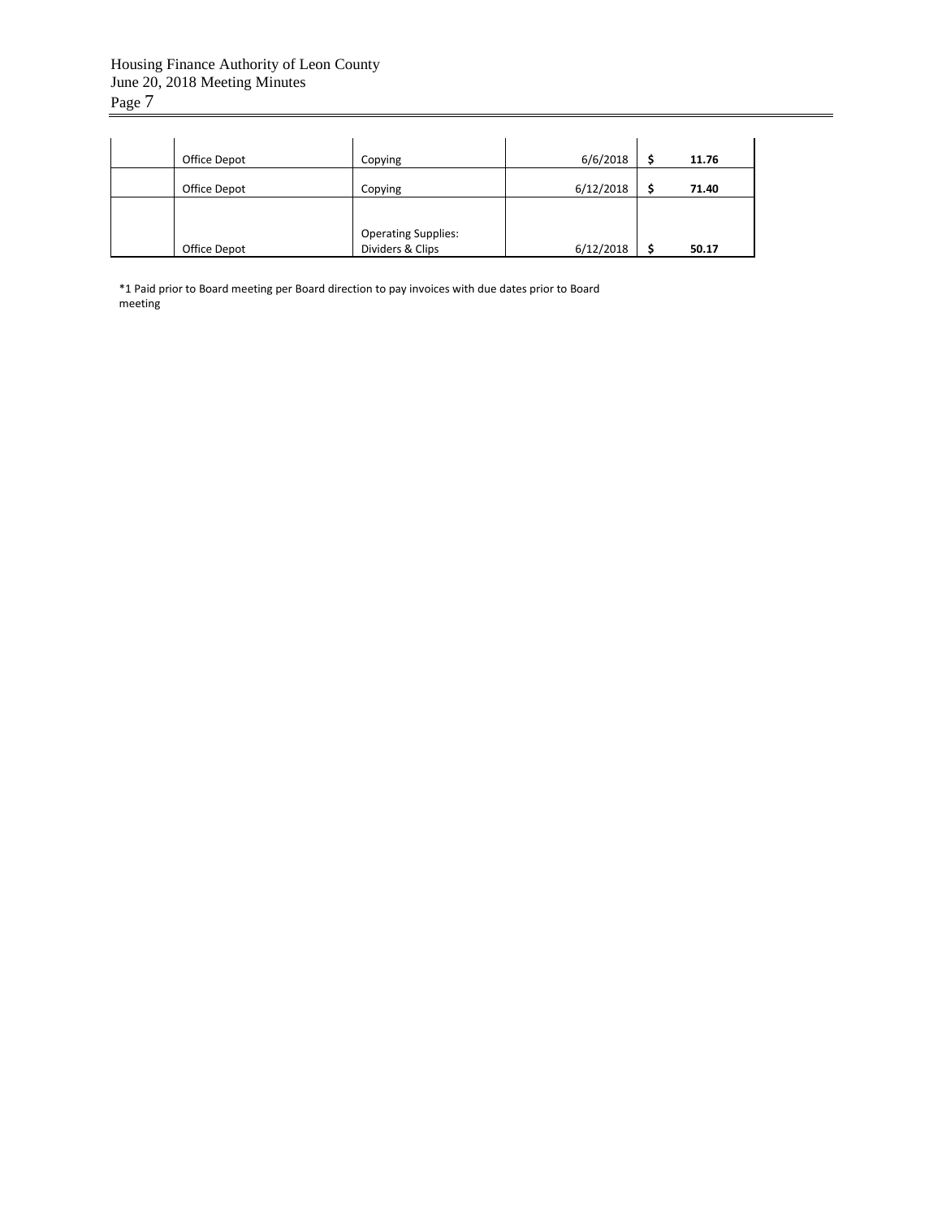| | | | | |
|---|---|---|---|---|
| | Office Depot | Copying | 6/6/2018 | **$ 11.76** |
| | Office Depot | Copying | 6/12/2018 | **$ 71.40** |
| | Office Depot | Operating Supplies: Dividers & Clips | 6/12/2018 | **$ 50.17** |

*1 Paid prior to Board meeting per Board direction to pay invoices with due dates prior to Board meeting